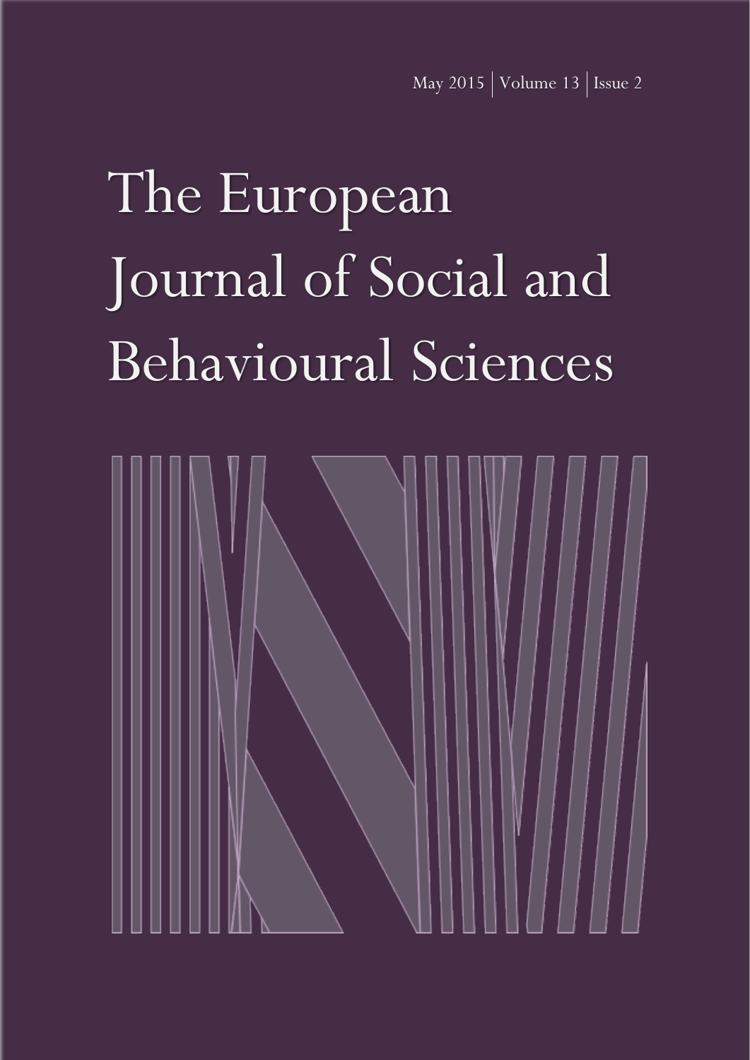May 2015 | Volume 13 | Issue 2

# The European Journal of Social and Behavioural Sciences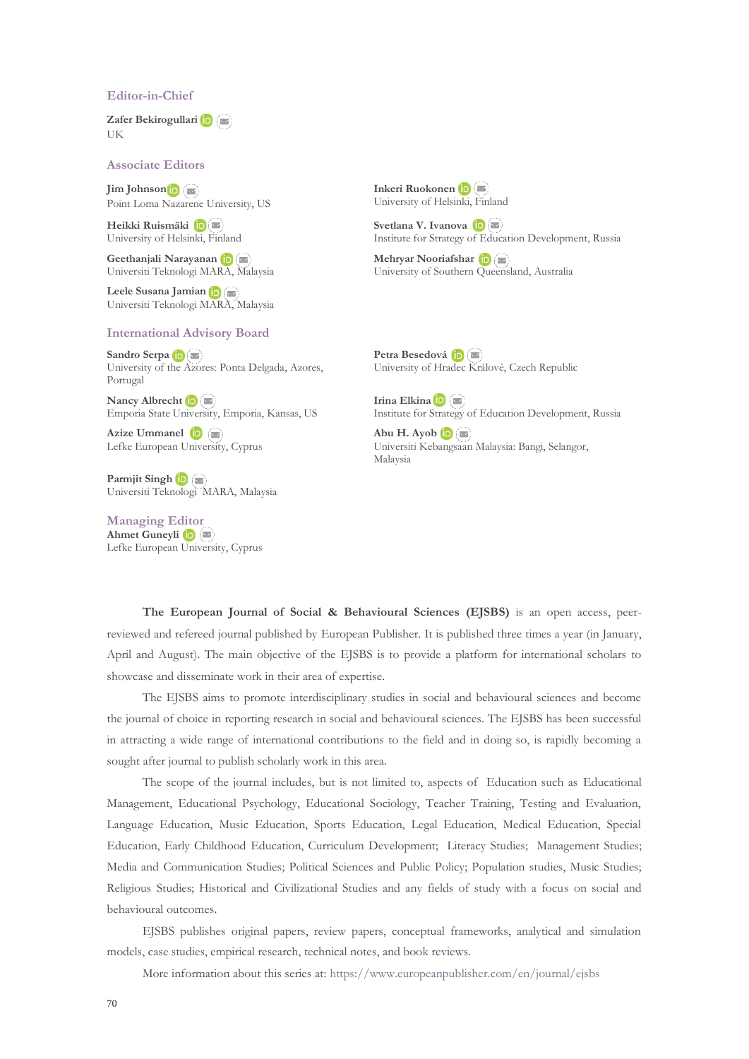## Editor-in-Chief

**Zafer Bekirogullari**
UK

## Associate Editors

**Jim Johnson**
Point Loma Nazarene University, US

**Heikki Ruismäki**
University of Helsinki, Finland

**Geethanjali Narayanan**
Universiti Teknologi MARA, Malaysia

**Leele Susana Jamian**
Universiti Teknologi MARA, Malaysia

**Inkeri Ruokonen**
University of Helsinki, Finland

**Svetlana V. Ivanova**
Institute for Strategy of Education Development, Russia

**Mehryar Nooriafshar**
University of Southern Queensland, Australia

## International Advisory Board

**Sandro Serpa**
University of the Azores: Ponta Delgada, Azores, Portugal

**Nancy Albrecht**
Emporia State University, Emporia, Kansas, US

**Azize Ummanel**
Lefke European University, Cyprus

**Parmjit Singh**
Universiti Teknologi MARA, Malaysia

**Petra Besedová**
University of Hradec Králové, Czech Republic

**Irina Elkina**
Institute for Strategy of Education Development, Russia

**Abu H. Ayob**
Universiti Kebangsaan Malaysia: Bangi, Selangor, Malaysia

## Managing Editor

**Ahmet Guneyli**
Lefke European University, Cyprus

**The European Journal of Social & Behavioural Sciences (EJSBS)** is an open access, peer-reviewed and refereed journal published by European Publisher. It is published three times a year (in January, April and August). The main objective of the EJSBS is to provide a platform for international scholars to showcase and disseminate work in their area of expertise.

The EJSBS aims to promote interdisciplinary studies in social and behavioural sciences and become the journal of choice in reporting research in social and behavioural sciences. The EJSBS has been successful in attracting a wide range of international contributions to the field and in doing so, is rapidly becoming a sought after journal to publish scholarly work in this area.

The scope of the journal includes, but is not limited to, aspects of Education such as Educational Management, Educational Psychology, Educational Sociology, Teacher Training, Testing and Evaluation, Language Education, Music Education, Sports Education, Legal Education, Medical Education, Special Education, Early Childhood Education, Curriculum Development; Literacy Studies; Management Studies; Media and Communication Studies; Political Sciences and Public Policy; Population studies, Music Studies; Religious Studies; Historical and Civilizational Studies and any fields of study with a focus on social and behavioural outcomes.

EJSBS publishes original papers, review papers, conceptual frameworks, analytical and simulation models, case studies, empirical research, technical notes, and book reviews.

More information about this series at: https://www.europeanpublisher.com/en/journal/ejsbs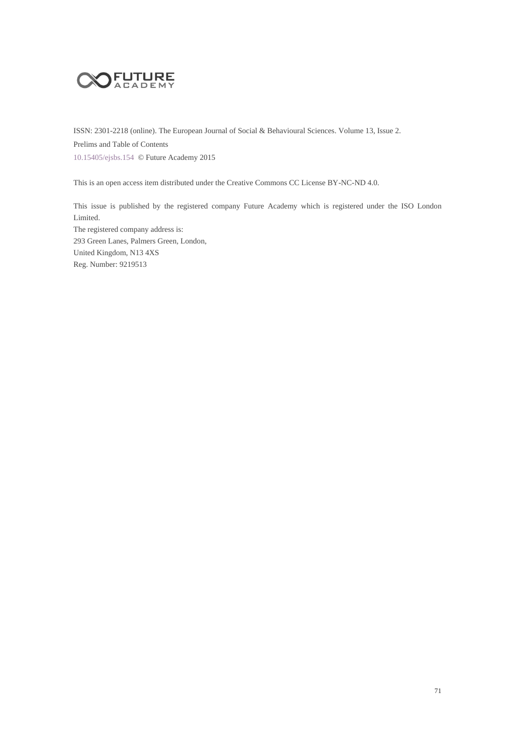ISSN: 2301-2218 (online). The European Journal of Social & Behavioural Sciences. Volume 13, Issue 2.

Prelims and Table of Contents

10.15405/ejsbs.154 © Future Academy 2015

This is an open access item distributed under the Creative Commons CC License BY-NC-ND 4.0.

This issue is published by the registered company Future Academy which is registered under the ISO London Limited.

The registered company address is:

293 Green Lanes, Palmers Green, London,

United Kingdom, N13 4XS

Reg. Number: 9219513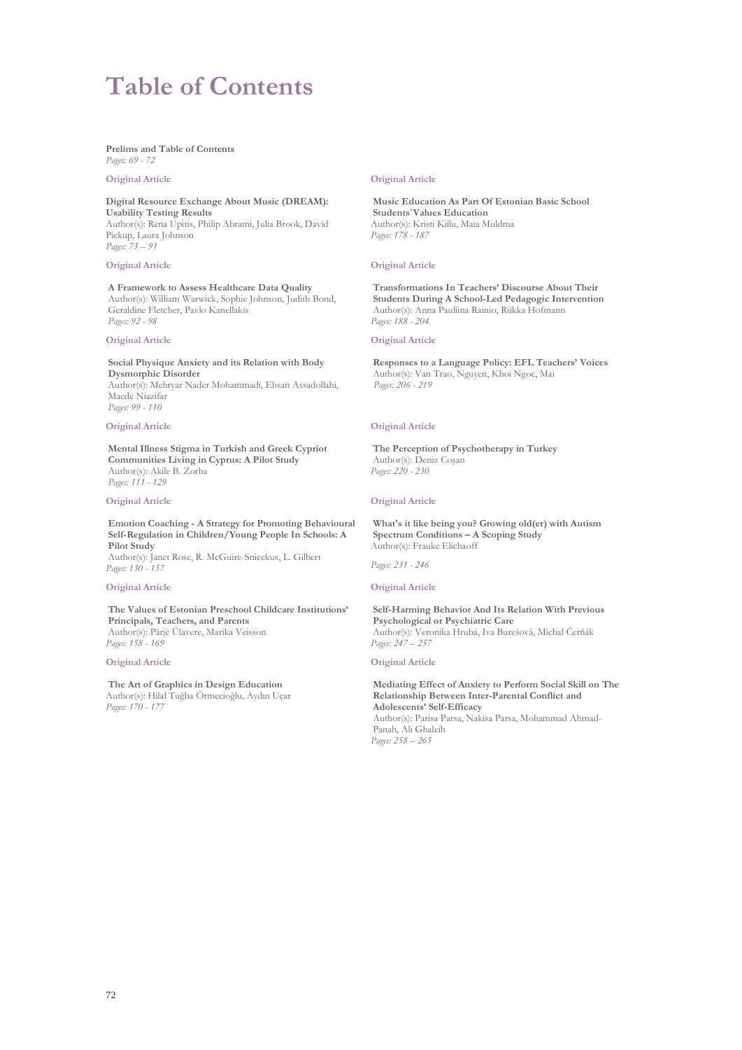# Table of Contents

**Prelims and Table of Contents**
*Pages: 69 - 72*

**Original Article**

**Digital Resource Exchange About Music (DREAM): Usability Testing Results**
Author(s): Rena Upitis, Philip Abrami, Julia Brook, David Pickup, Laura Johnson
*Pages: 73 – 91*

**Original Article**

**A Framework to Assess Healthcare Data Quality**
Author(s): William Warwick, Sophie Johnson, Judith Bond, Geraldine Fletcher, Pavlo Kanellakis
*Pages: 92 - 98*

**Original Article**

**Social Physique Anxiety and its Relation with Body Dysmorphic Disorder**
Author(s): Mehryar Nader Mohammadi, Ehsan Assadollahi, Maede Niazifar
*Pages: 99 - 110*

**Original Article**

**Mental Illness Stigma in Turkish and Greek Cypriot Communities Living in Cyprus: A Pilot Study**
Author(s): Akile B. Zorba
*Pages: 111 - 129*

**Original Article**

**Emotion Coaching - A Strategy for Promoting Behavioural Self-Regulation in Children/Young People In Schools: A Pilot Study**
Author(s): Janet Rose, R. McGuire-Snieckus, L. Gilbert
*Pages: 130 - 157*

**Original Article**

**The Values of Estonian Preschool Childcare Institutions' Principals, Teachers, and Parents**
Author(s): Pärje Ülavere, Marika Veisson
*Pages: 158 - 169*

**Original Article**

**The Art of Graphics in Design Education**
Author(s): Hilal Tuğba Örmecioğlu, Aydın Uçar
*Pages: 170 - 177*

**Original Article**

**Music Education As Part Of Estonian Basic School Students`Values Education**
Author(s): Kristi Kiilu, Maia Muldma
*Pages: 178 - 187*

**Original Article**

**Transformations In Teachers' Discourse About Their Students During A School-Led Pedagogic Intervention**
Author(s): Anna Pauliina Rainio, Riikka Hofmann
*Pages: 188 - 204*

**Original Article**

**Responses to a Language Policy: EFL Teachers' Voices**
Author(s): Van Trao, Nguyen, Khoi Ngoc, Mai
*Pages: 206 - 219*

**Original Article**

**The Perception of Psychotherapy in Turkey**
Author(s): Deniz Coşan
*Pages: 220 - 230*

**Original Article**

**What's it like being you? Growing old(er) with Autism Spectrum Conditions – A Scoping Study**
Author(s): Frauke Elichaoff
*Pages: 231 - 246*

**Original Article**

**Self-Harming Behavior And Its Relation With Previous Psychological or Psychiatric Care**
Author(s): Veronika Hrubá, Iva Burešová, Michal Čerňák
*Pages: 247 – 257*

**Original Article**

**Mediating Effect of Anxiety to Perform Social Skill on The Relationship Between Inter-Parental Conflict and Adolescents' Self-Efficacy**
Author(s): Parisa Parsa, Nakisa Parsa, Mohammad Ahmad-Panah, Ali Ghaleih
*Pages: 258 – 265*